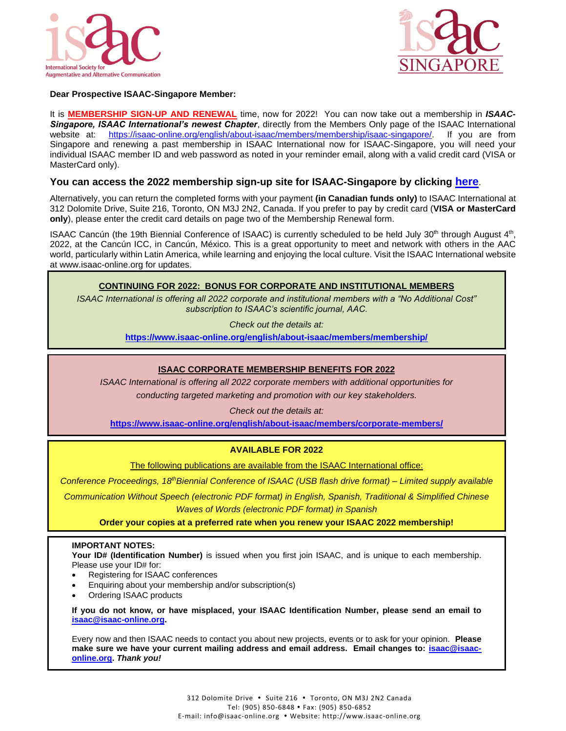**Dear Prospective ISAAC-Singapore Member:**

It is **MEMBERSHIP SIGN-UP AND RENEWAL** time, now for 2022! You can now take out a membership in ***ISAAC-Singapore, ISAAC International's newest Chapter***, directly from the Members Only page of the ISAAC International website at: https://isaac-online.org/english/about-isaac/members/membership/isaac-singapore/. If you are from Singapore and renewing a past membership in ISAAC International now for ISAAC-Singapore, you will need your individual ISAAC member ID and web password as noted in your reminder email, along with a valid credit card (VISA or MasterCard only).

### You can access the 2022 membership sign-up site for ISAAC-Singapore by clicking here.

Alternatively, you can return the completed forms with your payment **(in Canadian funds only)** to ISAAC International at 312 Dolomite Drive, Suite 216, Toronto, ON M3J 2N2, Canada. If you prefer to pay by credit card (**VISA or MasterCard only**), please enter the credit card details on page two of the Membership Renewal form.

ISAAC Cancún (the 19th Biennial Conference of ISAAC) is currently scheduled to be held July 30th through August 4th, 2022, at the Cancún ICC, in Cancún, México. This is a great opportunity to meet and network with others in the AAC world, particularly within Latin America, while learning and enjoying the local culture. Visit the ISAAC International website at www.isaac-online.org for updates.

**CONTINUING FOR 2022: BONUS FOR CORPORATE AND INSTITUTIONAL MEMBERS**

*ISAAC International is offering all 2022 corporate and institutional members with a "No Additional Cost" subscription to ISAAC's scientific journal, AAC.*

*Check out the details at:*

**https://www.isaac-online.org/english/about-isaac/members/membership/**

**ISAAC CORPORATE MEMBERSHIP BENEFITS FOR 2022**

*ISAAC International is offering all 2022 corporate members with additional opportunities for conducting targeted marketing and promotion with our key stakeholders.*

*Check out the details at:*

**https://www.isaac-online.org/english/about-isaac/members/corporate-members/**

**AVAILABLE FOR 2022**

The following publications are available from the ISAAC International office:

*Conference Proceedings, 18th Biennial Conference of ISAAC (USB flash drive format) – Limited supply available*

*Communication Without Speech (electronic PDF format) in English, Spanish, Traditional & Simplified Chinese*

*Waves of Words (electronic PDF format) in Spanish*

**Order your copies at a preferred rate when you renew your ISAAC 2022 membership!**

**IMPORTANT NOTES:**

**Your ID# (Identification Number)** is issued when you first join ISAAC, and is unique to each membership. Please use your ID# for:

- Registering for ISAAC conferences
- Enquiring about your membership and/or subscription(s)
- Ordering ISAAC products

**If you do not know, or have misplaced, your ISAAC Identification Number, please send an email to isaac@isaac-online.org.**

Every now and then ISAAC needs to contact you about new projects, events or to ask for your opinion. **Please make sure we have your current mailing address and email address. Email changes to: isaac@isaac-online.org. *Thank you!***

312 Dolomite Drive • Suite 216 • Toronto, ON M3J 2N2 Canada
Tel: (905) 850-6848 • Fax: (905) 850-6852
E-mail: info@isaac-online.org • Website: http://www.isaac-online.org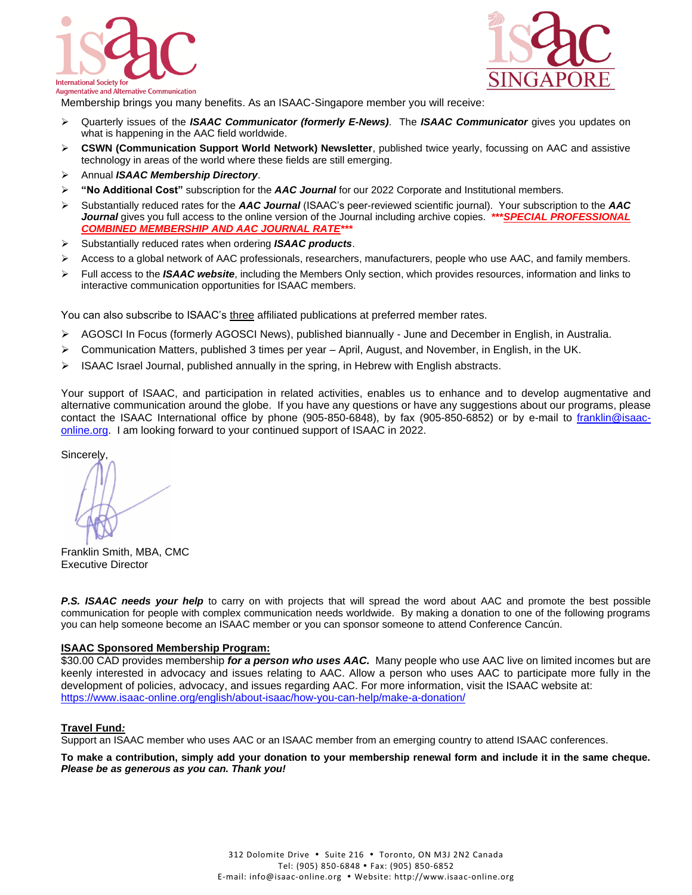Membership brings you many benefits. As an ISAAC-Singapore member you will receive:

- Quarterly issues of the ***ISAAC Communicator (formerly E-News)***. The ***ISAAC Communicator*** gives you updates on what is happening in the AAC field worldwide.
- **CSWN (Communication Support World Network) Newsletter**, published twice yearly, focussing on AAC and assistive technology in areas of the world where these fields are still emerging.
- Annual ***ISAAC Membership Directory***.
- **"No Additional Cost"** subscription for the ***AAC Journal*** for our 2022 Corporate and Institutional members.
- Substantially reduced rates for the ***AAC Journal*** (ISAAC's peer-reviewed scientific journal). Your subscription to the ***AAC Journal*** gives you full access to the online version of the Journal including archive copies. ***\*\*\*SPECIAL PROFESSIONAL COMBINED MEMBERSHIP AND AAC JOURNAL RATE\*\*\****
- Substantially reduced rates when ordering ***ISAAC products***.
- Access to a global network of AAC professionals, researchers, manufacturers, people who use AAC, and family members.
- Full access to the ***ISAAC website***, including the Members Only section, which provides resources, information and links to interactive communication opportunities for ISAAC members.

You can also subscribe to ISAAC's three affiliated publications at preferred member rates.

- AGOSCI In Focus (formerly AGOSCI News), published biannually - June and December in English, in Australia.
- Communication Matters, published 3 times per year – April, August, and November, in English, in the UK.
- ISAAC Israel Journal, published annually in the spring, in Hebrew with English abstracts.

Your support of ISAAC, and participation in related activities, enables us to enhance and to develop augmentative and alternative communication around the globe. If you have any questions or have any suggestions about our programs, please contact the ISAAC International office by phone (905-850-6848), by fax (905-850-6852) or by e-mail to franklin@isaac-online.org. I am looking forward to your continued support of ISAAC in 2022.

Sincerely,

Franklin Smith, MBA, CMC
Executive Director

***P.S. ISAAC needs your help*** to carry on with projects that will spread the word about AAC and promote the best possible communication for people with complex communication needs worldwide. By making a donation to one of the following programs you can help someone become an ISAAC member or you can sponsor someone to attend Conference Cancún.

**ISAAC Sponsored Membership Program:**
$30.00 CAD provides membership ***for a person who uses AAC.*** Many people who use AAC live on limited incomes but are keenly interested in advocacy and issues relating to AAC. Allow a person who uses AAC to participate more fully in the development of policies, advocacy, and issues regarding AAC. For more information, visit the ISAAC website at: https://www.isaac-online.org/english/about-isaac/how-you-can-help/make-a-donation/

**Travel Fund*:***
Support an ISAAC member who uses AAC or an ISAAC member from an emerging country to attend ISAAC conferences.

**To make a contribution, simply add your donation to your membership renewal form and include it in the same cheque. *Please be as generous as you can. Thank you!***

312 Dolomite Drive • Suite 216 • Toronto, ON M3J 2N2 Canada
Tel: (905) 850-6848 • Fax: (905) 850-6852
E-mail: info@isaac-online.org • Website: http://www.isaac-online.org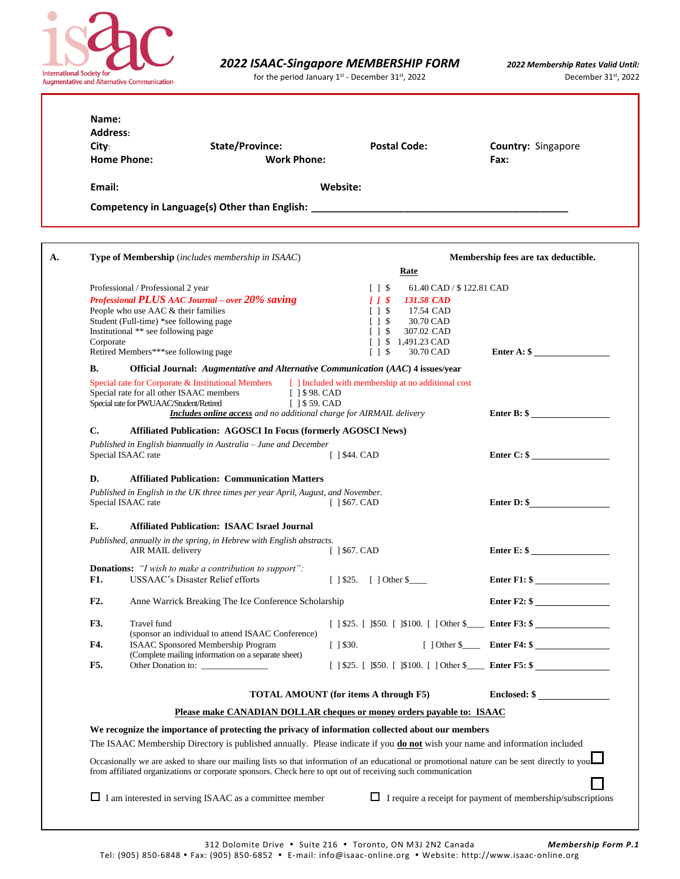isaac
International Society for Augmentative and Alternative Communication

# *2022 ISAAC-Singapore MEMBERSHIP FORM*

for the period January 1st - December 31st, 2022

***2022 Membership Rates Valid Until:*** December 31st, 2022

**Name:**
**Address:**
**City:** **State/Province:** **Postal Code:** **Country:** Singapore
**Home Phone:** **Work Phone:** **Fax:**

**Email:** **Website:**

**Competency in Language(s) Other than English:** ______________________________________________

**A.** **Type of Membership** (*includes membership in ISAAC*) **Membership fees are tax deductible.**

| | Rate | |
|---|---|---|
| Professional / Professional 2 year | [ ] $ 61.40 CAD / $ 122.81 CAD | |
| ***Professional PLUS AAC Journal – over 20% saving*** | ***[ ] $ 131.58 CAD*** | |
| People who use AAC & their families | [ ] $ 17.54 CAD | |
| Student (Full-time) *see following page | [ ] $ 30.70 CAD | |
| Institutional ** see following page | [ ] $ 307.02 CAD | |
| Corporate | [ ] $ 1,491.23 CAD | |
| Retired Members***see following page | [ ] $ 30.70 CAD | **Enter A: $** ______________ |

**B.** **Official Journal:** ***Augmentative and Alternative Communication*** **(*AAC*) 4 issues/year**

Special rate for Corporate & Institutional Members [ ] Included with membership at no additional cost
Special rate for all other ISAAC members [ ] $ 98. CAD
Special rate for PWUAAC/Student/Retired [ ] $ 59. CAD
***Includes online access*** *and no additional charge for AIRMAIL delivery* **Enter B: $** ______________

**C.** **Affiliated Publication: AGOSCI In Focus (formerly AGOSCI News)**

*Published in English biannually in Australia – June and December*
Special ISAAC rate [ ] $44. CAD **Enter C: $** ______________

**D.** **Affiliated Publication: Communication Matters**

*Published in English in the UK three times per year April, August, and November.*
Special ISAAC rate [ ] $67. CAD **Enter D: $** ______________

**E.** **Affiliated Publication: ISAAC Israel Journal**

*Published, annually in the spring, in Hebrew with English abstracts.*
AIR MAIL delivery [ ] $67. CAD **Enter E: $** ______________

**Donations:** *"I wish to make a contribution to support":*

**F1.** USSAAC's Disaster Relief efforts [ ] $25. [ ] Other $____ **Enter F1: $** ______________

**F2.** Anne Warrick Breaking The Ice Conference Scholarship **Enter F2: $** ______________

**F3.** Travel fund (sponsor an individual to attend ISAAC Conference) [ ] $25. [ ]$50. [ ]$100. [ ] Other $____ **Enter F3: $** ______________

**F4.** ISAAC Sponsored Membership Program (Complete mailing information on a separate sheet) [ ] $30. [ ] Other $____ **Enter F4: $** ______________

**F5.** Other Donation to: ______________ [ ] $25. [ ]$50. [ ]$100. [ ] Other $____ **Enter F5: $** ______________

**TOTAL AMOUNT (for items A through F5)** **Enclosed: $** ______________

**Please make CANADIAN DOLLAR cheques or money orders payable to: ISAAC**

**We recognize the importance of protecting the privacy of information collected about our members**

The ISAAC Membership Directory is published annually. Please indicate if you **do not** wish your name and information included ☐

Occasionally we are asked to share our mailing lists so that information of an educational or promotional nature can be sent directly to you from affiliated organizations or corporate sponsors. Check here to opt out of receiving such communication ☐

☐ I am interested in serving ISAAC as a committee member ☐ I require a receipt for payment of membership/subscriptions

312 Dolomite Drive • Suite 216 • Toronto, ON M3J 2N2 Canada
Tel: (905) 850-6848 • Fax: (905) 850-6852 • E-mail: info@isaac-online.org • Website: http://www.isaac-online.org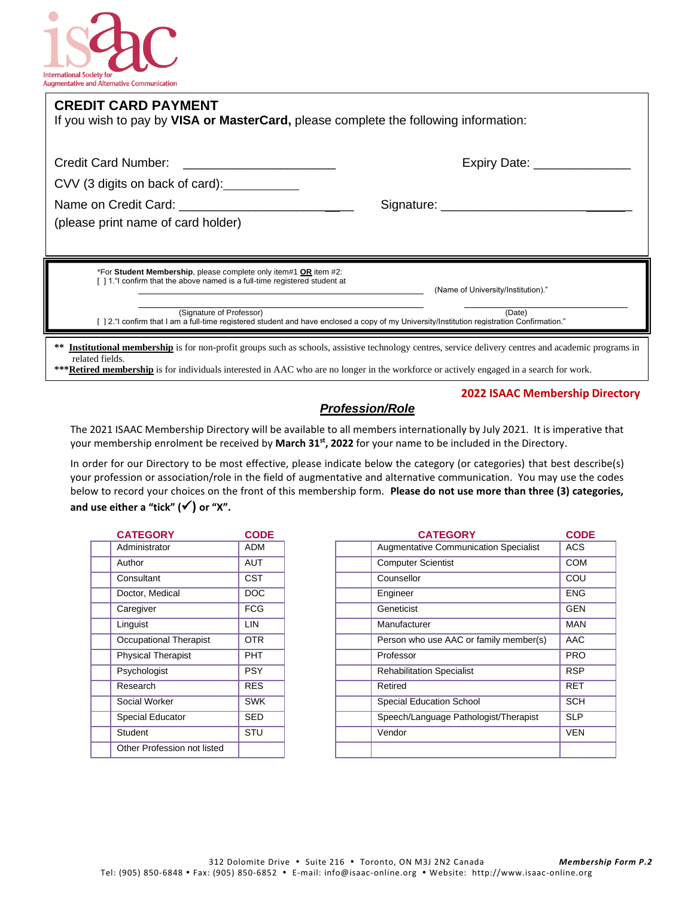isaac
International Society for Augmentative and Alternative Communication

## CREDIT CARD PAYMENT

If you wish to pay by **VISA or MasterCard,** please complete the following information:

Credit Card Number: ______________________ Expiry Date: ______________

CVV (3 digits on back of card):___________

Name on Credit Card: __________________________ Signature: ___________________________

(please print name of card holder)

*For **Student Membership**, please complete only item#1 **OR** item #2:

[ ] 1."I confirm that the above named is a full-time registered student at

__________________________________________ (Name of University/Institution)."

__________________________________________ ____________________

(Signature of Professor) (Date)

[ ] 2."I confirm that I am a full-time registered student and have enclosed a copy of my University/Institution registration Confirmation."

** **Institutional membership** is for non-profit groups such as schools, assistive technology centres, service delivery centres and academic programs in related fields.

***__**Retired membership**__ is for individuals interested in AAC who are no longer in the workforce or actively engaged in a search for work.

**2022 ISAAC Membership Directory**

## ***Profession/Role***

The 2021 ISAAC Membership Directory will be available to all members internationally by July 2021. It is imperative that your membership enrolment be received by **March 31st, 2022** for your name to be included in the Directory.

In order for our Directory to be most effective, please indicate below the category (or categories) that best describe(s) your profession or association/role in the field of augmentative and alternative communication. You may use the codes below to record your choices on the front of this membership form. **Please do not use more than three (3) categories, and use either a "tick" (✓) or "X".**

| | CATEGORY | CODE |
|---|---|---|
| | Administrator | ADM |
| | Author | AUT |
| | Consultant | CST |
| | Doctor, Medical | DOC |
| | Caregiver | FCG |
| | Linguist | LIN |
| | Occupational Therapist | OTR |
| | Physical Therapist | PHT |
| | Psychologist | PSY |
| | Research | RES |
| | Social Worker | SWK |
| | Special Educator | SED |
| | Student | STU |
| | Other Profession not listed | |

| | CATEGORY | CODE |
|---|---|---|
| | Augmentative Communication Specialist | ACS |
| | Computer Scientist | COM |
| | Counsellor | COU |
| | Engineer | ENG |
| | Geneticist | GEN |
| | Manufacturer | MAN |
| | Person who use AAC or family member(s) | AAC |
| | Professor | PRO |
| | Rehabilitation Specialist | RSP |
| | Retired | RET |
| | Special Education School | SCH |
| | Speech/Language Pathologist/Therapist | SLP |
| | Vendor | VEN |
| | | |

312 Dolomite Drive • Suite 216 • Toronto, ON M3J 2N2 Canada

Tel: (905) 850-6848 • Fax: (905) 850-6852 • E-mail: info@isaac-online.org • Website: http://www.isaac-online.org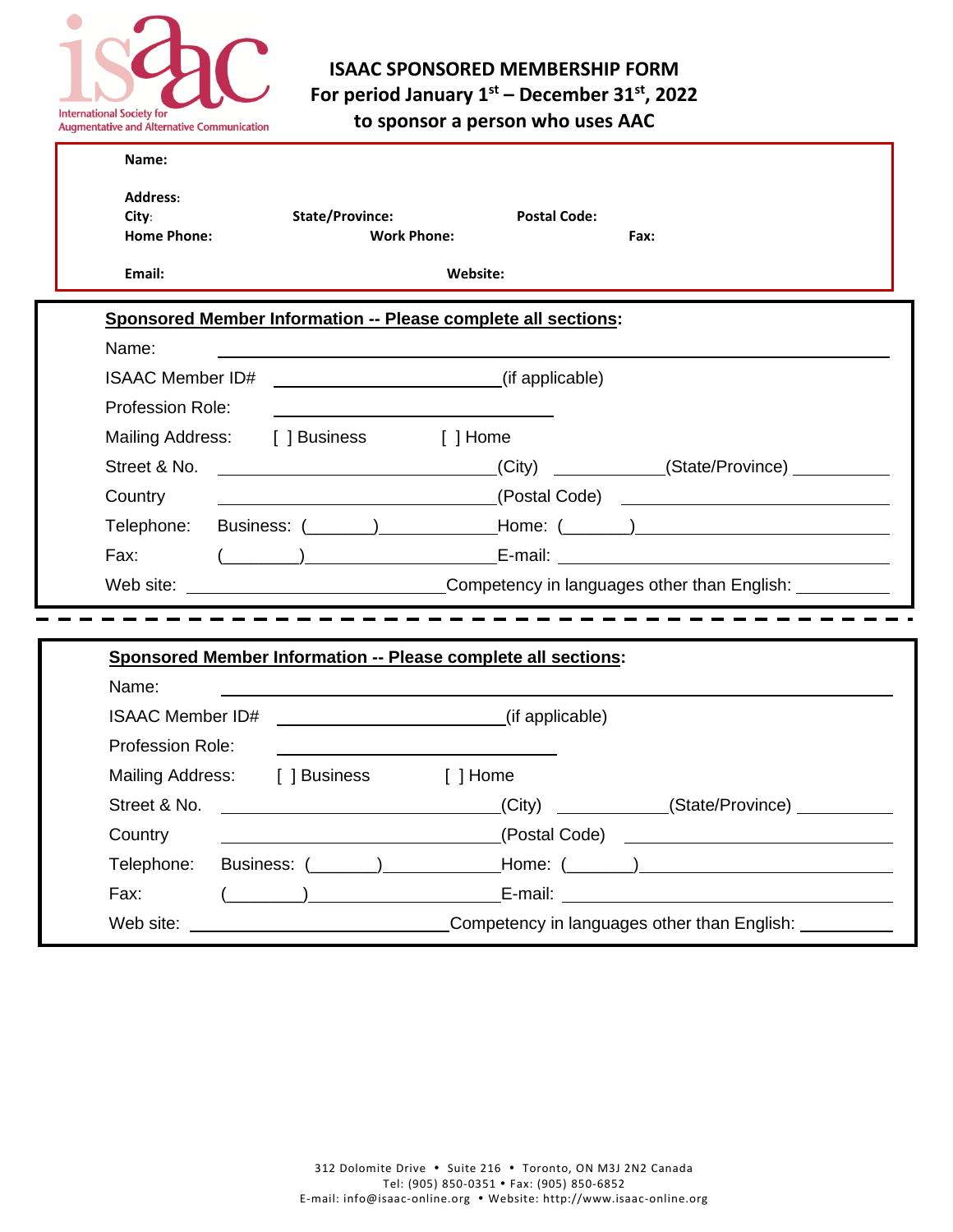# ISAAC SPONSORED MEMBERSHIP FORM

## For period January 1st – December 31st, 2022

## to sponsor a person who uses AAC

**Name:**

**Address:**
**City:** **State/Province:** **Postal Code:**
**Home Phone:** **Work Phone:** **Fax:**

**Email:** **Website:**

**Sponsored Member Information -- Please complete all sections:**

Name: ______________________________________________

ISAAC Member ID# ______________________(if applicable)

Profession Role: ______________________

Mailing Address: [ ] Business [ ] Home

Street & No. ______________________(City) ___________(State/Province) __________

Country ______________________(Postal Code) ______________________

Telephone: Business: (_______)____________Home: (_______)______________________

Fax: (________)__________________E-mail: ______________________

Web site: ______________________Competency in languages other than English: __________

**Sponsored Member Information -- Please complete all sections:**

Name: ______________________________________________

ISAAC Member ID# ______________________(if applicable)

Profession Role: ______________________

Mailing Address: [ ] Business [ ] Home

Street & No. ______________________(City) ___________(State/Province) __________

Country ______________________(Postal Code) ______________________

Telephone: Business: (_______)____________Home: (_______)______________________

Fax: (________)__________________E-mail: ______________________

Web site: ______________________Competency in languages other than English: __________

312 Dolomite Drive • Suite 216 • Toronto, ON M3J 2N2 Canada
Tel: (905) 850-0351 • Fax: (905) 850-6852
E-mail: info@isaac-online.org • Website: http://www.isaac-online.org